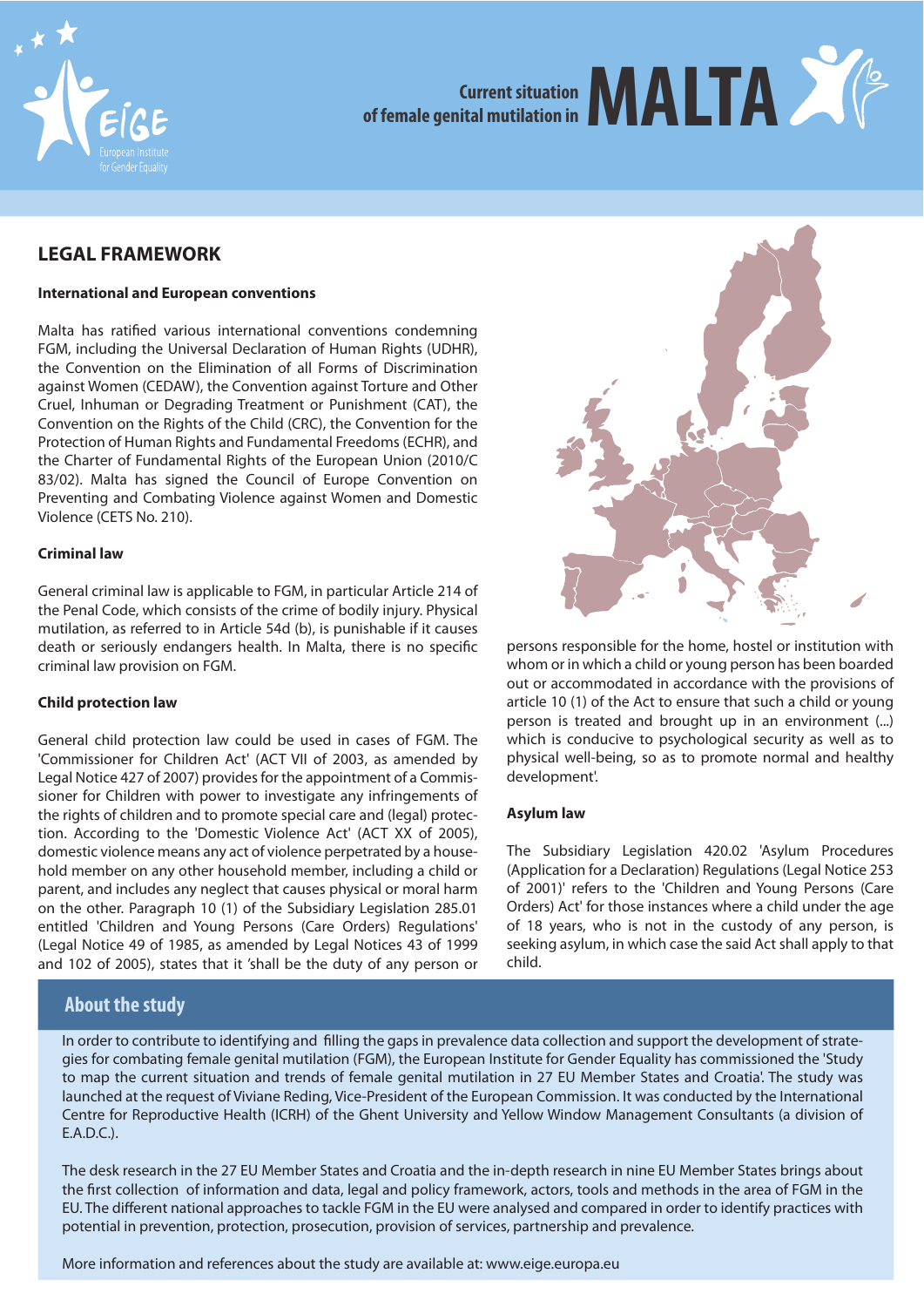# Current situation of female genital mutilation in MALTA

## LEGAL FRAMEWORK

### International and European conventions

Malta has ratified various international conventions condemning FGM, including the Universal Declaration of Human Rights (UDHR), the Convention on the Elimination of all Forms of Discrimination against Women (CEDAW), the Convention against Torture and Other Cruel, Inhuman or Degrading Treatment or Punishment (CAT), the Convention on the Rights of the Child (CRC), the Convention for the Protection of Human Rights and Fundamental Freedoms (ECHR), and the Charter of Fundamental Rights of the European Union (2010/C 83/02). Malta has signed the Council of Europe Convention on Preventing and Combating Violence against Women and Domestic Violence (CETS No. 210).

### Criminal law

General criminal law is applicable to FGM, in particular Article 214 of the Penal Code, which consists of the crime of bodily injury. Physical mutilation, as referred to in Article 54d (b), is punishable if it causes death or seriously endangers health. In Malta, there is no specific criminal law provision on FGM.

### Child protection law

General child protection law could be used in cases of FGM. The 'Commissioner for Children Act' (ACT VII of 2003, as amended by Legal Notice 427 of 2007) provides for the appointment of a Commissioner for Children with power to investigate any infringements of the rights of children and to promote special care and (legal) protection. According to the 'Domestic Violence Act' (ACT XX of 2005), domestic violence means any act of violence perpetrated by a household member on any other household member, including a child or parent, and includes any neglect that causes physical or moral harm on the other. Paragraph 10 (1) of the Subsidiary Legislation 285.01 entitled 'Children and Young Persons (Care Orders) Regulations' (Legal Notice 49 of 1985, as amended by Legal Notices 43 of 1999 and 102 of 2005), states that it 'shall be the duty of any person or persons responsible for the home, hostel or institution with whom or in which a child or young person has been boarded out or accommodated in accordance with the provisions of article 10 (1) of the Act to ensure that such a child or young person is treated and brought up in an environment (...) which is conducive to psychological security as well as to physical well-being, so as to promote normal and healthy development'.

### Asylum law

The Subsidiary Legislation 420.02 'Asylum Procedures (Application for a Declaration) Regulations (Legal Notice 253 of 2001)' refers to the 'Children and Young Persons (Care Orders) Act' for those instances where a child under the age of 18 years, who is not in the custody of any person, is seeking asylum, in which case the said Act shall apply to that child.

## About the study

In order to contribute to identifying and filling the gaps in prevalence data collection and support the development of strategies for combating female genital mutilation (FGM), the European Institute for Gender Equality has commissioned the 'Study to map the current situation and trends of female genital mutilation in 27 EU Member States and Croatia'. The study was launched at the request of Viviane Reding, Vice-President of the European Commission. It was conducted by the International Centre for Reproductive Health (ICRH) of the Ghent University and Yellow Window Management Consultants (a division of E.A.D.C.).

The desk research in the 27 EU Member States and Croatia and the in-depth research in nine EU Member States brings about the first collection of information and data, legal and policy framework, actors, tools and methods in the area of FGM in the EU. The different national approaches to tackle FGM in the EU were analysed and compared in order to identify practices with potential in prevention, protection, prosecution, provision of services, partnership and prevalence.

More information and references about the study are available at: www.eige.europa.eu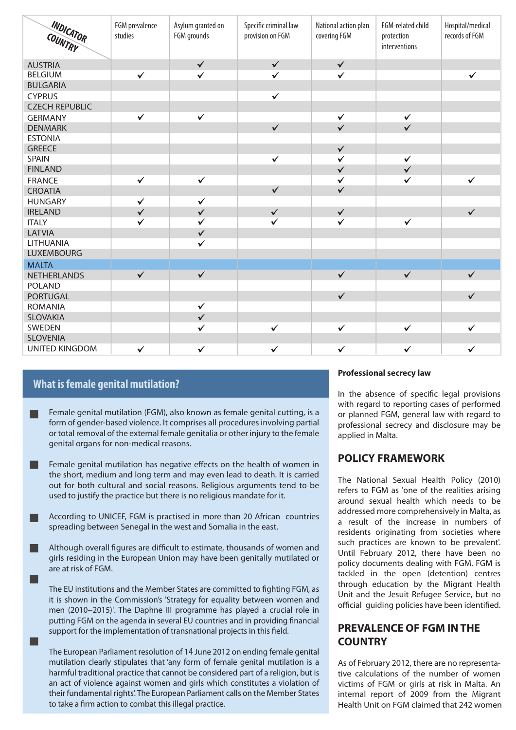| INDICATOR / COUNTRY | FGM prevalence studies | Asylum granted on FGM grounds | Specific criminal law provision on FGM | National action plan covering FGM | FGM-related child protection interventions | Hospital/medical records of FGM |
|---|---|---|---|---|---|---|
| AUSTRIA | | ✓ | ✓ | ✓ | | |
| BELGIUM | ✓ | ✓ | ✓ | ✓ | | ✓ |
| BULGARIA | | | | | | |
| CYPRUS | | | ✓ | | | |
| CZECH REPUBLIC | | | | | | |
| GERMANY | ✓ | ✓ | | ✓ | ✓ | |
| DENMARK | | | ✓ | ✓ | ✓ | |
| ESTONIA | | | | | | |
| GREECE | | | | ✓ | | |
| SPAIN | | | ✓ | ✓ | ✓ | |
| FINLAND | | | | ✓ | ✓ | |
| FRANCE | ✓ | ✓ | | ✓ | ✓ | ✓ |
| CROATIA | | | ✓ | ✓ | | |
| HUNGARY | ✓ | ✓ | | | | |
| IRELAND | ✓ | ✓ | ✓ | ✓ | | ✓ |
| ITALY | ✓ | ✓ | ✓ | ✓ | ✓ | |
| LATVIA | | ✓ | | | | |
| LITHUANIA | | ✓ | | | | |
| LUXEMBOURG | | | | | | |
| MALTA | | | | | | |
| NETHERLANDS | ✓ | ✓ | | ✓ | ✓ | ✓ |
| POLAND | | | | | | |
| PORTUGAL | | | | ✓ | | ✓ |
| ROMANIA | | ✓ | | | | |
| SLOVAKIA | | ✓ | | | | |
| SWEDEN | | ✓ | ✓ | ✓ | ✓ | ✓ |
| SLOVENIA | | | | | | |
| UNITED KINGDOM | ✓ | ✓ | ✓ | ✓ | ✓ | ✓ |

## What is female genital mutilation?

- Female genital mutilation (FGM), also known as female genital cutting, is a form of gender-based violence. It comprises all procedures involving partial or total removal of the external female genitalia or other injury to the female genital organs for non-medical reasons.
- Female genital mutilation has negative effects on the health of women in the short, medium and long term and may even lead to death. It is carried out for both cultural and social reasons. Religious arguments tend to be used to justify the practice but there is no religious mandate for it.
- According to UNICEF, FGM is practised in more than 20 African countries spreading between Senegal in the west and Somalia in the east.
- Although overall figures are difficult to estimate, thousands of women and girls residing in the European Union may have been genitally mutilated or are at risk of FGM.
- The EU institutions and the Member States are committed to fighting FGM, as it is shown in the Commission's 'Strategy for equality between women and men (2010–2015)'. The Daphne III programme has played a crucial role in putting FGM on the agenda in several EU countries and in providing financial support for the implementation of transnational projects in this field.
- The European Parliament resolution of 14 June 2012 on ending female genital mutilation clearly stipulates that 'any form of female genital mutilation is a harmful traditional practice that cannot be considered part of a religion, but is an act of violence against women and girls which constitutes a violation of their fundamental rights'. The European Parliament calls on the Member States to take a firm action to combat this illegal practice.

**Professional secrecy law**

In the absence of specific legal provisions with regard to reporting cases of performed or planned FGM, general law with regard to professional secrecy and disclosure may be applied in Malta.

## POLICY FRAMEWORK

The National Sexual Health Policy (2010) refers to FGM as 'one of the realities arising around sexual health which needs to be addressed more comprehensively in Malta, as a result of the increase in numbers of residents originating from societies where such practices are known to be prevalent'. Until February 2012, there have been no policy documents dealing with FGM. FGM is tackled in the open (detention) centres through education by the Migrant Health Unit and the Jesuit Refugee Service, but no official guiding policies have been identified.

## PREVALENCE OF FGM IN THE COUNTRY

As of February 2012, there are no representative calculations of the number of women victims of FGM or girls at risk in Malta. An internal report of 2009 from the Migrant Health Unit on FGM claimed that 242 women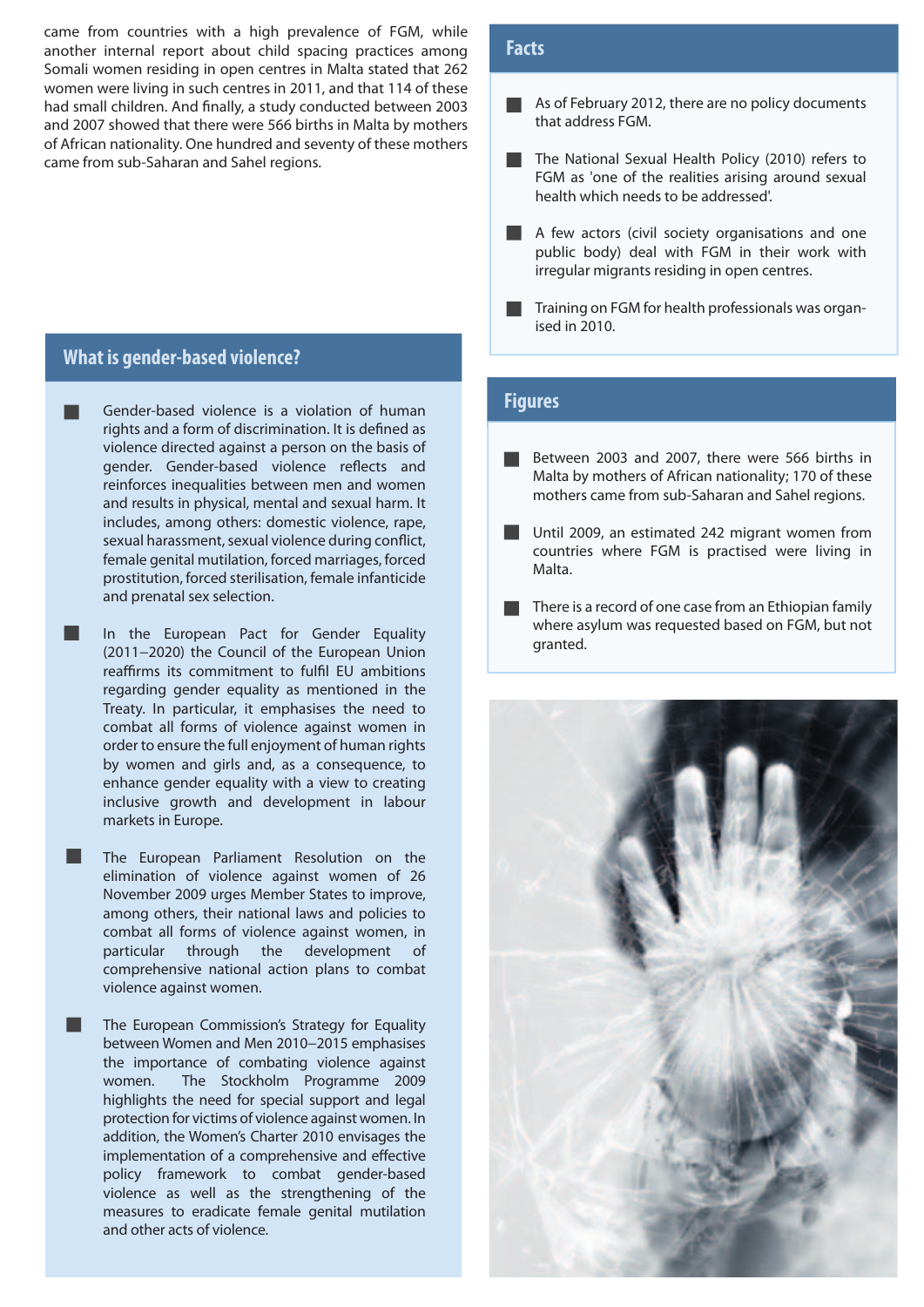came from countries with a high prevalence of FGM, while another internal report about child spacing practices among Somali women residing in open centres in Malta stated that 262 women were living in such centres in 2011, and that 114 of these had small children. And finally, a study conducted between 2003 and 2007 showed that there were 566 births in Malta by mothers of African nationality. One hundred and seventy of these mothers came from sub-Saharan and Sahel regions.

## What is gender-based violence?

- Gender-based violence is a violation of human rights and a form of discrimination. It is defined as violence directed against a person on the basis of gender. Gender-based violence reflects and reinforces inequalities between men and women and results in physical, mental and sexual harm. It includes, among others: domestic violence, rape, sexual harassment, sexual violence during conflict, female genital mutilation, forced marriages, forced prostitution, forced sterilisation, female infanticide and prenatal sex selection.
- In the European Pact for Gender Equality (2011–2020) the Council of the European Union reaffirms its commitment to fulfil EU ambitions regarding gender equality as mentioned in the Treaty. In particular, it emphasises the need to combat all forms of violence against women in order to ensure the full enjoyment of human rights by women and girls and, as a consequence, to enhance gender equality with a view to creating inclusive growth and development in labour markets in Europe.
- The European Parliament Resolution on the elimination of violence against women of 26 November 2009 urges Member States to improve, among others, their national laws and policies to combat all forms of violence against women, in particular through the development of comprehensive national action plans to combat violence against women.
- The European Commission's Strategy for Equality between Women and Men 2010–2015 emphasises the importance of combating violence against women. The Stockholm Programme 2009 highlights the need for special support and legal protection for victims of violence against women. In addition, the Women's Charter 2010 envisages the implementation of a comprehensive and effective policy framework to combat gender-based violence as well as the strengthening of the measures to eradicate female genital mutilation and other acts of violence.

## Facts

- As of February 2012, there are no policy documents that address FGM.
- The National Sexual Health Policy (2010) refers to FGM as 'one of the realities arising around sexual health which needs to be addressed'.
- A few actors (civil society organisations and one public body) deal with FGM in their work with irregular migrants residing in open centres.
- Training on FGM for health professionals was organised in 2010.

## Figures

- Between 2003 and 2007, there were 566 births in Malta by mothers of African nationality; 170 of these mothers came from sub-Saharan and Sahel regions.
- Until 2009, an estimated 242 migrant women from countries where FGM is practised were living in Malta.
- There is a record of one case from an Ethiopian family where asylum was requested based on FGM, but not granted.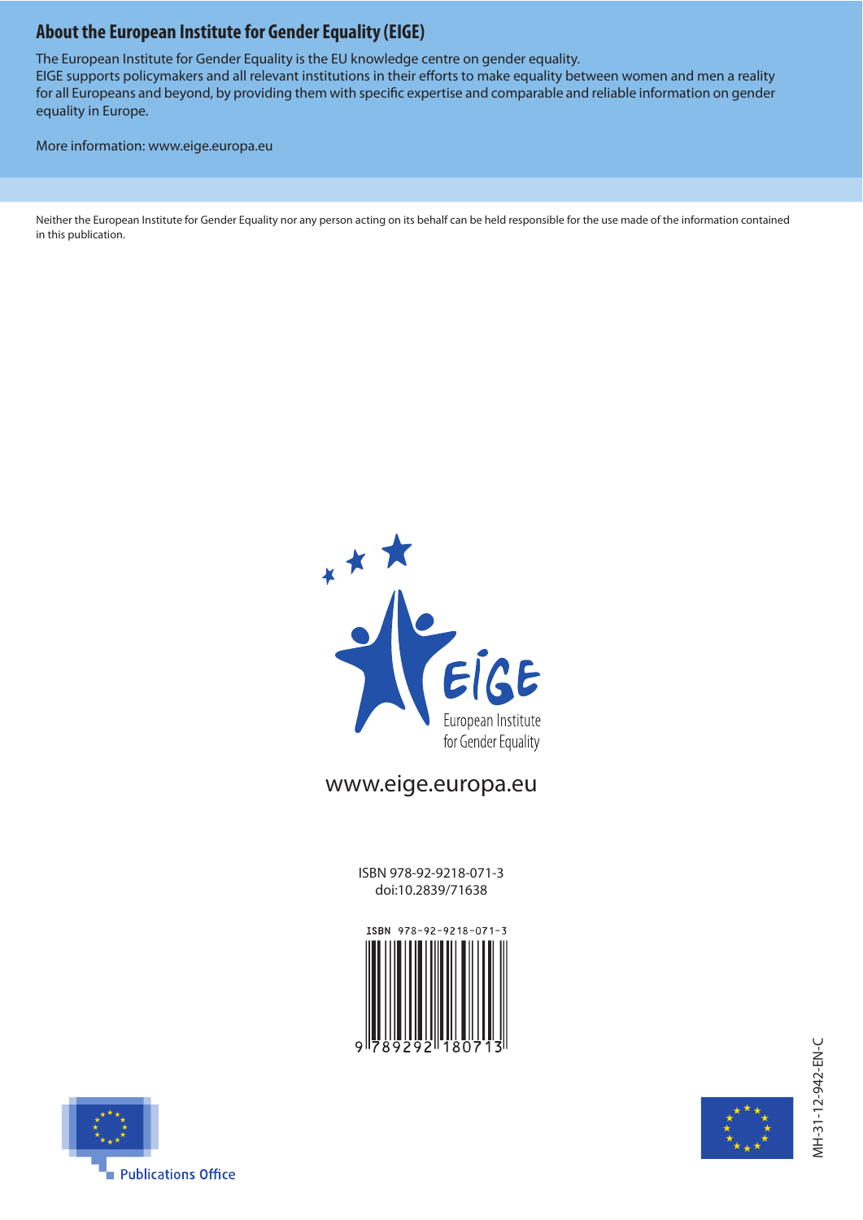## About the European Institute for Gender Equality (EIGE)

The European Institute for Gender Equality is the EU knowledge centre on gender equality.
EIGE supports policymakers and all relevant institutions in their efforts to make equality between women and men a reality for all Europeans and beyond, by providing them with specific expertise and comparable and reliable information on gender equality in Europe.

More information: www.eige.europa.eu

Neither the European Institute for Gender Equality nor any person acting on its behalf can be held responsible for the use made of the information contained in this publication.

EIGE
European Institute for Gender Equality

www.eige.europa.eu

ISBN 978-92-9218-071-3
doi:10.2839/71638

ISBN 978-92-9218-071-3

9 789292 180713

Publications Office

MH-31-12-942-EN-C